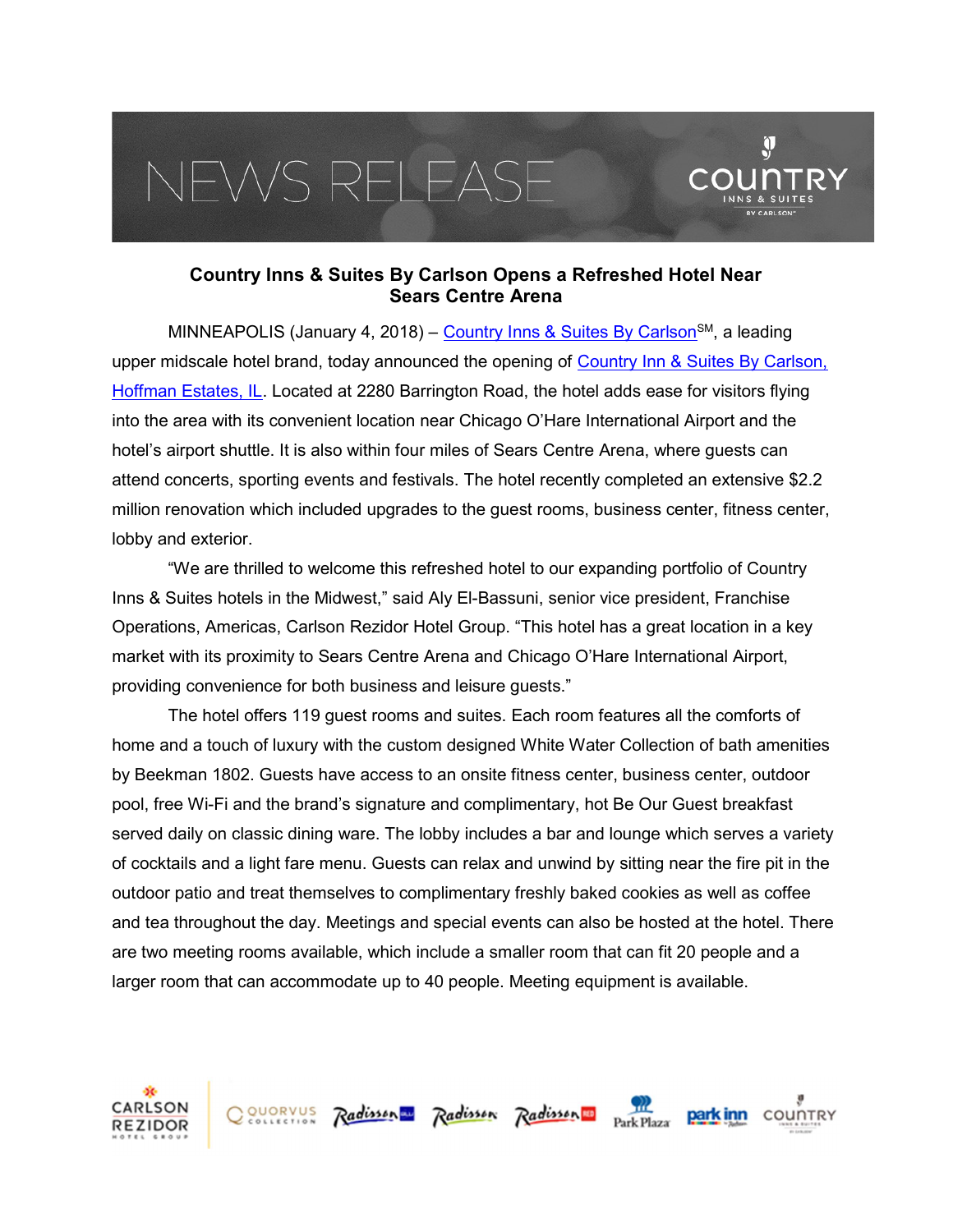# Country Inns & Suites By Carlson Opens a Refreshed Hotel Near Sears Centre Arena

MINNEAPOLIS (January 4, 2018) – [Country Inns & Suites By Carlson]SM, a leading upper midscale hotel brand, today announced the opening of [Country Inn & Suites By Carlson, Hoffman Estates, IL]. Located at 2280 Barrington Road, the hotel adds ease for visitors flying into the area with its convenient location near Chicago O'Hare International Airport and the hotel's airport shuttle. It is also within four miles of Sears Centre Arena, where guests can attend concerts, sporting events and festivals. The hotel recently completed an extensive $2.2 million renovation which included upgrades to the guest rooms, business center, fitness center, lobby and exterior.

"We are thrilled to welcome this refreshed hotel to our expanding portfolio of Country Inns & Suites hotels in the Midwest," said Aly El-Bassuni, senior vice president, Franchise Operations, Americas, Carlson Rezidor Hotel Group. "This hotel has a great location in a key market with its proximity to Sears Centre Arena and Chicago O'Hare International Airport, providing convenience for both business and leisure guests."

The hotel offers 119 guest rooms and suites. Each room features all the comforts of home and a touch of luxury with the custom designed White Water Collection of bath amenities by Beekman 1802. Guests have access to an onsite fitness center, business center, outdoor pool, free Wi-Fi and the brand's signature and complimentary, hot Be Our Guest breakfast served daily on classic dining ware. The lobby includes a bar and lounge which serves a variety of cocktails and a light fare menu. Guests can relax and unwind by sitting near the fire pit in the outdoor patio and treat themselves to complimentary freshly baked cookies as well as coffee and tea throughout the day. Meetings and special events can also be hosted at the hotel. There are two meeting rooms available, which include a smaller room that can fit 20 people and a larger room that can accommodate up to 40 people. Meeting equipment is available.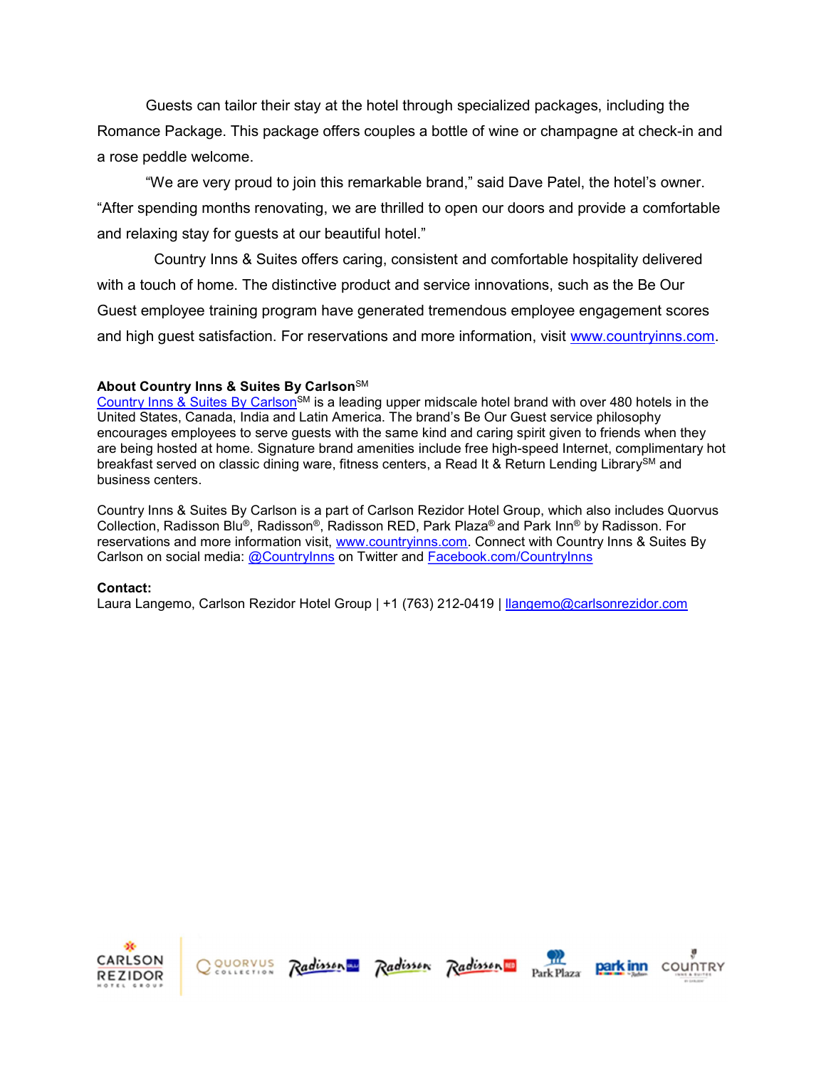Guests can tailor their stay at the hotel through specialized packages, including the Romance Package. This package offers couples a bottle of wine or champagne at check-in and a rose peddle welcome.

"We are very proud to join this remarkable brand," said Dave Patel, the hotel's owner. "After spending months renovating, we are thrilled to open our doors and provide a comfortable and relaxing stay for guests at our beautiful hotel."

Country Inns & Suites offers caring, consistent and comfortable hospitality delivered with a touch of home. The distinctive product and service innovations, such as the Be Our Guest employee training program have generated tremendous employee engagement scores and high guest satisfaction. For reservations and more information, visit www.countryinns.com.

**About Country Inns & Suites By Carlson**SM

Country Inns & Suites By CarlsonSM is a leading upper midscale hotel brand with over 480 hotels in the United States, Canada, India and Latin America. The brand's Be Our Guest service philosophy encourages employees to serve guests with the same kind and caring spirit given to friends when they are being hosted at home. Signature brand amenities include free high-speed Internet, complimentary hot breakfast served on classic dining ware, fitness centers, a Read It & Return Lending LibrarySM and business centers.

Country Inns & Suites By Carlson is a part of Carlson Rezidor Hotel Group, which also includes Quorvus Collection, Radisson Blu®, Radisson®, Radisson RED, Park Plaza® and Park Inn® by Radisson. For reservations and more information visit, www.countryinns.com. Connect with Country Inns & Suites By Carlson on social media: @CountryInns on Twitter and Facebook.com/CountryInns

**Contact:**
Laura Langemo, Carlson Rezidor Hotel Group | +1 (763) 212-0419 | llangemo@carlsonrezidor.com